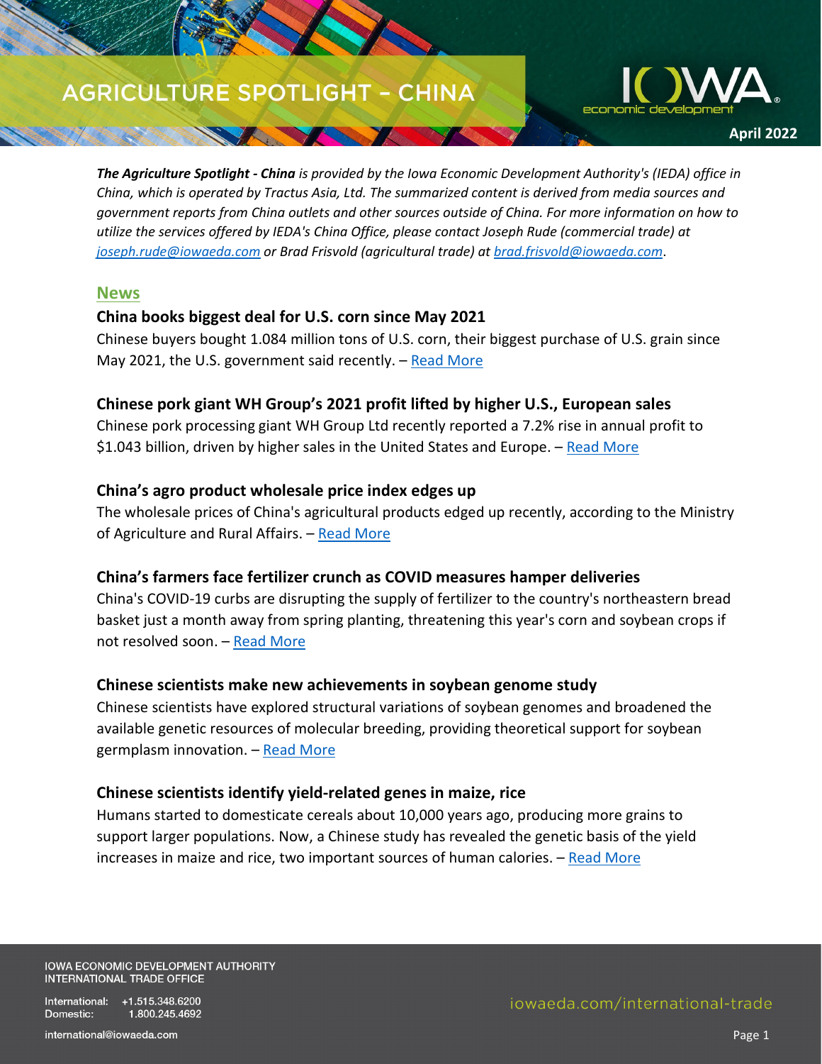# AGRICULTURE SPOTLIGHT – CHINA

April 2022

***The Agriculture Spotlight - China** is provided by the Iowa Economic Development Authority's (IEDA) office in China, which is operated by Tractus Asia, Ltd. The summarized content is derived from media sources and government reports from China outlets and other sources outside of China. For more information on how to utilize the services offered by IEDA's China Office, please contact Joseph Rude (commercial trade) at joseph.rude@iowaeda.com or Brad Frisvold (agricultural trade) at brad.frisvold@iowaeda.com.*

## News

### China books biggest deal for U.S. corn since May 2021

Chinese buyers bought 1.084 million tons of U.S. corn, their biggest purchase of U.S. grain since May 2021, the U.S. government said recently. – Read More

### Chinese pork giant WH Group's 2021 profit lifted by higher U.S., European sales

Chinese pork processing giant WH Group Ltd recently reported a 7.2% rise in annual profit to $1.043 billion, driven by higher sales in the United States and Europe. – Read More

### China's agro product wholesale price index edges up

The wholesale prices of China's agricultural products edged up recently, according to the Ministry of Agriculture and Rural Affairs. – Read More

### China's farmers face fertilizer crunch as COVID measures hamper deliveries

China's COVID-19 curbs are disrupting the supply of fertilizer to the country's northeastern bread basket just a month away from spring planting, threatening this year's corn and soybean crops if not resolved soon. – Read More

### Chinese scientists make new achievements in soybean genome study

Chinese scientists have explored structural variations of soybean genomes and broadened the available genetic resources of molecular breeding, providing theoretical support for soybean germplasm innovation. – Read More

### Chinese scientists identify yield-related genes in maize, rice

Humans started to domesticate cereals about 10,000 years ago, producing more grains to support larger populations. Now, a Chinese study has revealed the genetic basis of the yield increases in maize and rice, two important sources of human calories. – Read More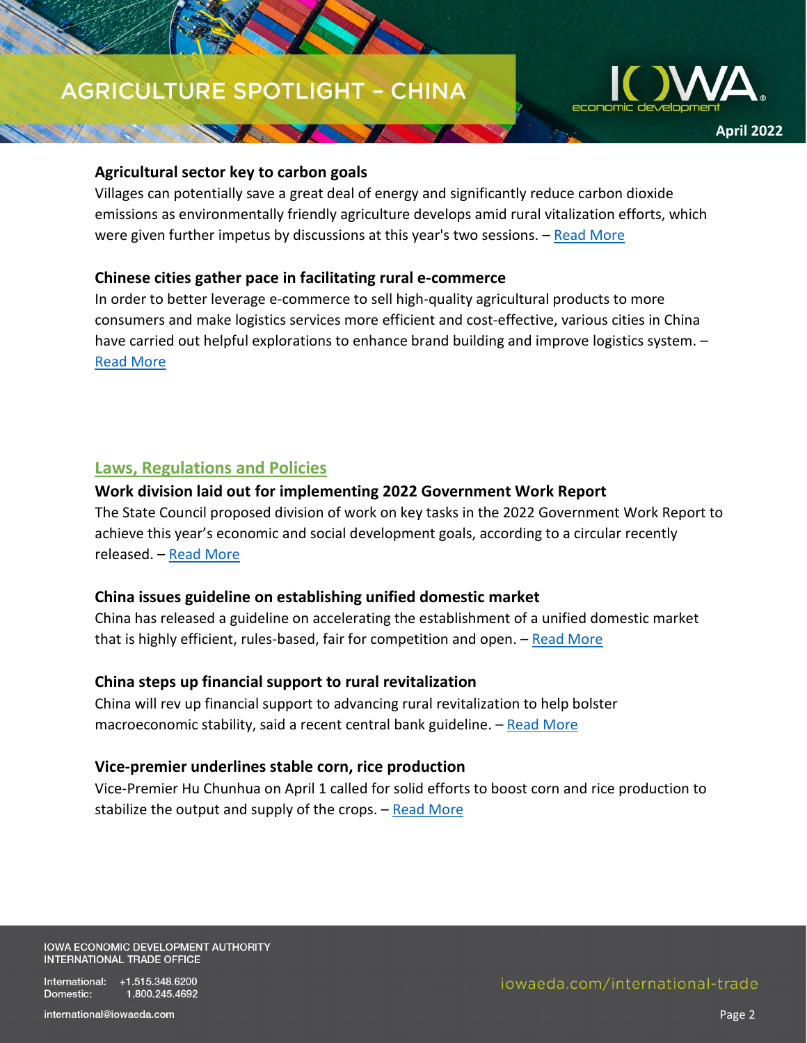### Agricultural sector key to carbon goals

Villages can potentially save a great deal of energy and significantly reduce carbon dioxide emissions as environmentally friendly agriculture develops amid rural vitalization efforts, which were given further impetus by discussions at this year's two sessions. – Read More

### Chinese cities gather pace in facilitating rural e-commerce

In order to better leverage e-commerce to sell high-quality agricultural products to more consumers and make logistics services more efficient and cost-effective, various cities in China have carried out helpful explorations to enhance brand building and improve logistics system. – Read More

## Laws, Regulations and Policies

### Work division laid out for implementing 2022 Government Work Report

The State Council proposed division of work on key tasks in the 2022 Government Work Report to achieve this year's economic and social development goals, according to a circular recently released. – Read More

### China issues guideline on establishing unified domestic market

China has released a guideline on accelerating the establishment of a unified domestic market that is highly efficient, rules-based, fair for competition and open. – Read More

### China steps up financial support to rural revitalization

China will rev up financial support to advancing rural revitalization to help bolster macroeconomic stability, said a recent central bank guideline. – Read More

### Vice-premier underlines stable corn, rice production

Vice-Premier Hu Chunhua on April 1 called for solid efforts to boost corn and rice production to stabilize the output and supply of the crops. – Read More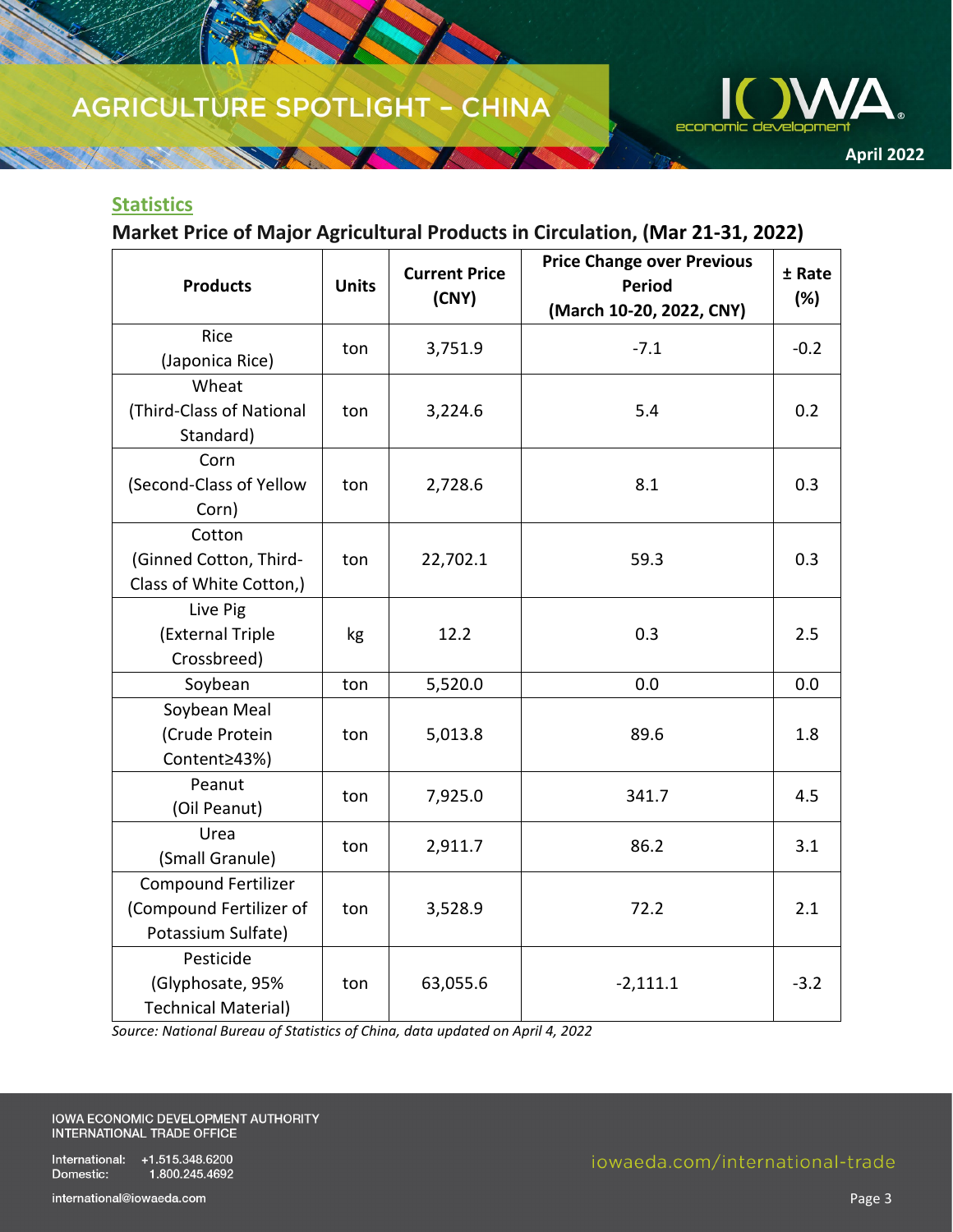## Statistics

### Market Price of Major Agricultural Products in Circulation, (Mar 21-31, 2022)

| Products | Units | Current Price (CNY) | Price Change over Previous Period (March 10-20, 2022, CNY) | ± Rate (%) |
|---|---|---|---|---|
| Rice (Japonica Rice) | ton | 3,751.9 | -7.1 | -0.2 |
| Wheat (Third-Class of National Standard) | ton | 3,224.6 | 5.4 | 0.2 |
| Corn (Second-Class of Yellow Corn) | ton | 2,728.6 | 8.1 | 0.3 |
| Cotton (Ginned Cotton, Third-Class of White Cotton,) | ton | 22,702.1 | 59.3 | 0.3 |
| Live Pig (External Triple Crossbreed) | kg | 12.2 | 0.3 | 2.5 |
| Soybean | ton | 5,520.0 | 0.0 | 0.0 |
| Soybean Meal (Crude Protein Content≥43%) | ton | 5,013.8 | 89.6 | 1.8 |
| Peanut (Oil Peanut) | ton | 7,925.0 | 341.7 | 4.5 |
| Urea (Small Granule) | ton | 2,911.7 | 86.2 | 3.1 |
| Compound Fertilizer (Compound Fertilizer of Potassium Sulfate) | ton | 3,528.9 | 72.2 | 2.1 |
| Pesticide (Glyphosate, 95% Technical Material) | ton | 63,055.6 | -2,111.1 | -3.2 |

*Source: National Bureau of Statistics of China, data updated on April 4, 2022*